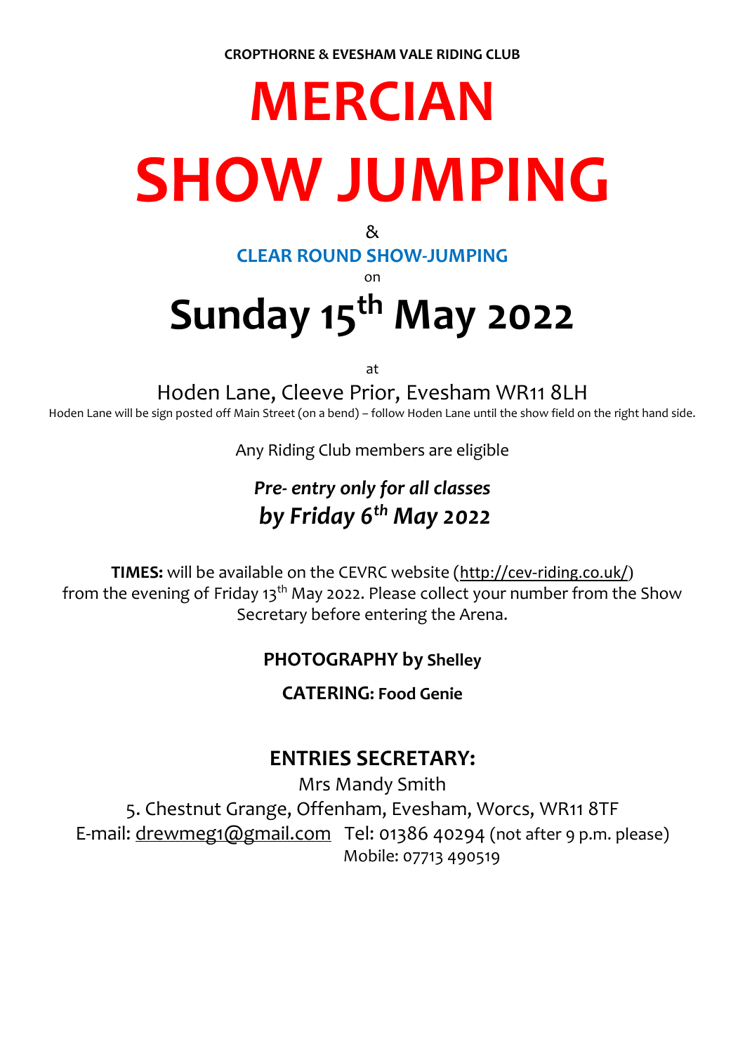**CROPTHORNE & EVESHAM VALE RIDING CLUB**

# MERCIAN SHOW JUMPING

&

## CLEAR ROUND SHOW-JUMPING

on

# Sunday 15th May 2022

at

Hoden Lane, Cleeve Prior, Evesham WR11 8LH

Hoden Lane will be sign posted off Main Street (on a bend) – follow Hoden Lane until the show field on the right hand side.

Any Riding Club members are eligible

***Pre- entry only for all classes***
***by Friday 6th May 2022***

**TIMES:** will be available on the CEVRC website (http://cev-riding.co.uk/) from the evening of Friday 13th May 2022. Please collect your number from the Show Secretary before entering the Arena.

**PHOTOGRAPHY by Shelley**

**CATERING: Food Genie**

## ENTRIES SECRETARY:

Mrs Mandy Smith
5. Chestnut Grange, Offenham, Evesham, Worcs, WR11 8TF
E-mail: drewmeg1@gmail.com Tel: 01386 40294 (not after 9 p.m. please)
Mobile: 07713 490519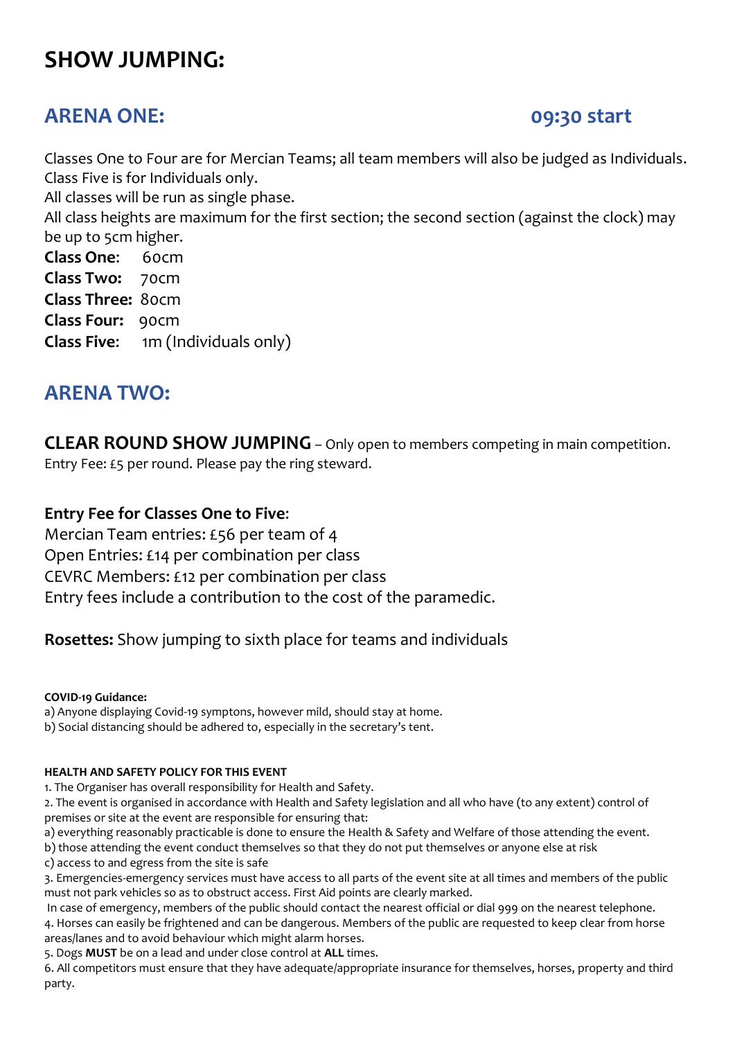# SHOW JUMPING:

## ARENA ONE: 09:30 start

Classes One to Four are for Mercian Teams; all team members will also be judged as Individuals. Class Five is for Individuals only.

All classes will be run as single phase.

All class heights are maximum for the first section; the second section (against the clock) may be up to 5cm higher.

**Class One**: 60cm
**Class Two:** 70cm
**Class Three:** 80cm
**Class Four:** 90cm
**Class Five**: 1m (Individuals only)

## ARENA TWO:

**CLEAR ROUND SHOW JUMPING** – Only open to members competing in main competition. Entry Fee: £5 per round. Please pay the ring steward.

**Entry Fee for Classes One to Five**:
Mercian Team entries: £56 per team of 4
Open Entries: £14 per combination per class
CEVRC Members: £12 per combination per class
Entry fees include a contribution to the cost of the paramedic.

**Rosettes:** Show jumping to sixth place for teams and individuals

**COVID-19 Guidance:**
a) Anyone displaying Covid-19 symptons, however mild, should stay at home.
b) Social distancing should be adhered to, especially in the secretary's tent.

**HEALTH AND SAFETY POLICY FOR THIS EVENT**

1. The Organiser has overall responsibility for Health and Safety.
2. The event is organised in accordance with Health and Safety legislation and all who have (to any extent) control of premises or site at the event are responsible for ensuring that:
   a) everything reasonably practicable is done to ensure the Health & Safety and Welfare of those attending the event.
   b) those attending the event conduct themselves so that they do not put themselves or anyone else at risk
   c) access to and egress from the site is safe
3. Emergencies-emergency services must have access to all parts of the event site at all times and members of the public must not park vehicles so as to obstruct access. First Aid points are clearly marked.
   In case of emergency, members of the public should contact the nearest official or dial 999 on the nearest telephone.
4. Horses can easily be frightened and can be dangerous. Members of the public are requested to keep clear from horse areas/lanes and to avoid behaviour which might alarm horses.
5. Dogs **MUST** be on a lead and under close control at **ALL** times.
6. All competitors must ensure that they have adequate/appropriate insurance for themselves, horses, property and third party.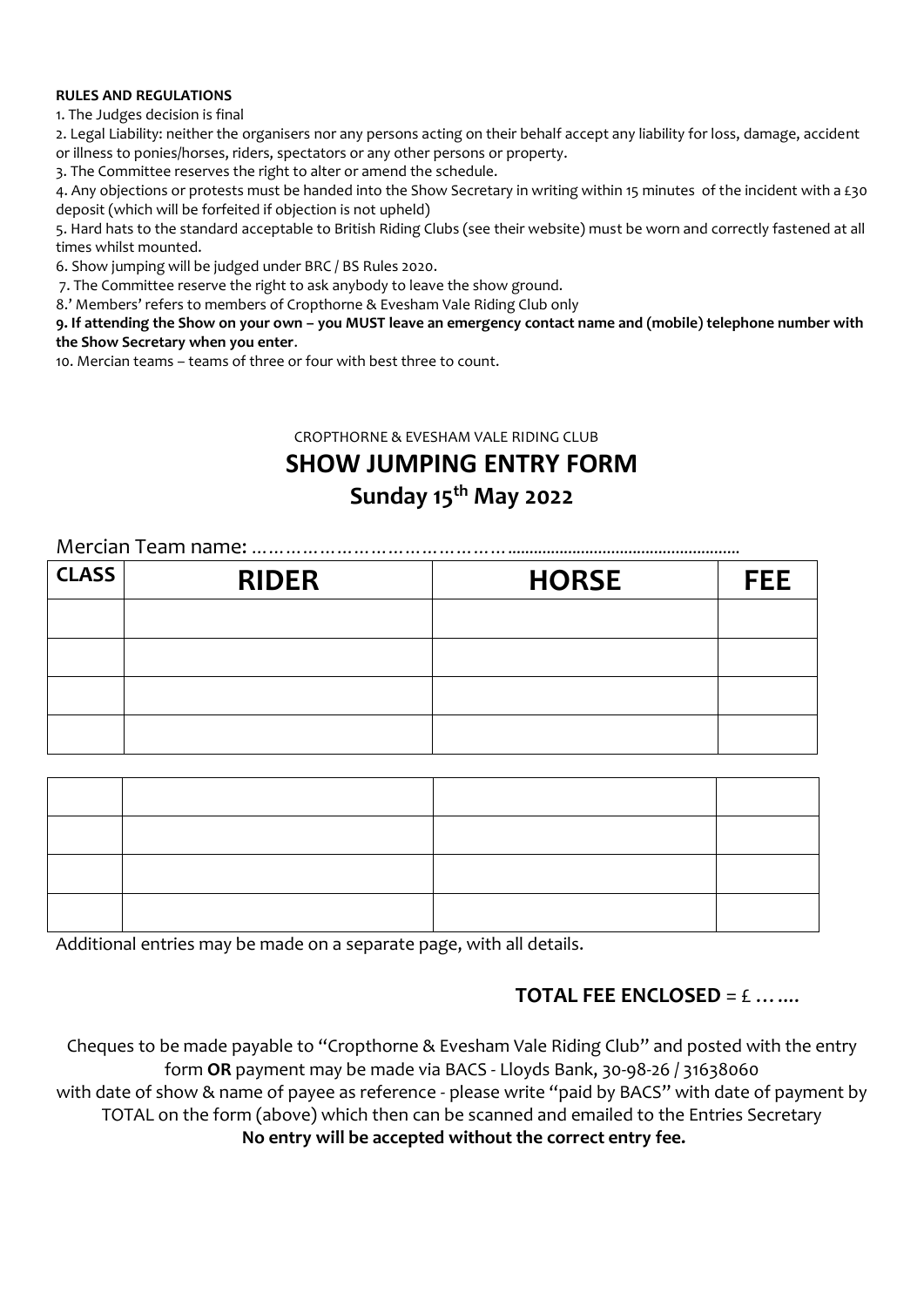**RULES AND REGULATIONS**

1. The Judges decision is final
2. Legal Liability: neither the organisers nor any persons acting on their behalf accept any liability for loss, damage, accident or illness to ponies/horses, riders, spectators or any other persons or property.
3. The Committee reserves the right to alter or amend the schedule.
4. Any objections or protests must be handed into the Show Secretary in writing within 15 minutes of the incident with a £30 deposit (which will be forfeited if objection is not upheld)
5. Hard hats to the standard acceptable to British Riding Clubs (see their website) must be worn and correctly fastened at all times whilst mounted.
6. Show jumping will be judged under BRC / BS Rules 2020.
7. The Committee reserve the right to ask anybody to leave the show ground.
8. 'Members' refers to members of Cropthorne & Evesham Vale Riding Club only
9. **If attending the Show on your own – you MUST leave an emergency contact name and (mobile) telephone number with the Show Secretary when you enter**.
10. Mercian teams – teams of three or four with best three to count.

CROPTHORNE & EVESHAM VALE RIDING CLUB

# SHOW JUMPING ENTRY FORM

## Sunday 15th May 2022

Mercian Team name: ……………………………………………………………………………

| CLASS | RIDER | HORSE | FEE |
|---|---|---|---|
| | | | |
| | | | |
| | | | |
| | | | |

| | | | |
|---|---|---|---|
| | | | |
| | | | |
| | | | |
| | | | |

Additional entries may be made on a separate page, with all details.

**TOTAL FEE ENCLOSED** = £ …….

Cheques to be made payable to "Cropthorne & Evesham Vale Riding Club" and posted with the entry form **OR** payment may be made via BACS - Lloyds Bank, 30-98-26 / 31638060 with date of show & name of payee as reference - please write "paid by BACS" with date of payment by TOTAL on the form (above) which then can be scanned and emailed to the Entries Secretary

**No entry will be accepted without the correct entry fee.**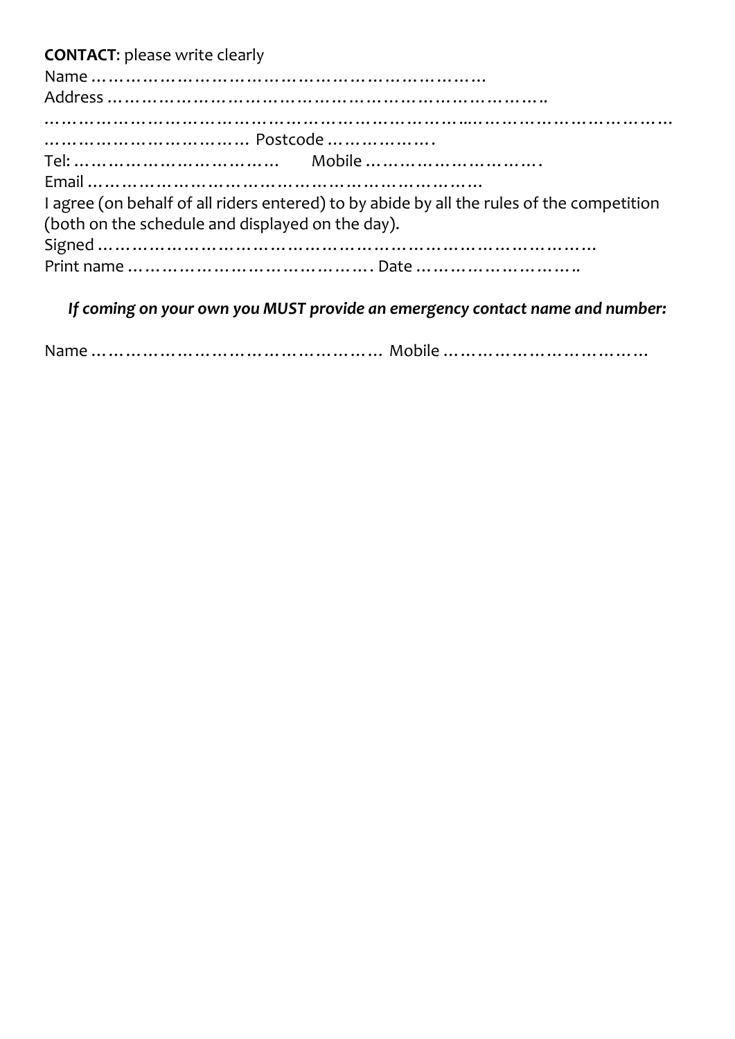**CONTACT:** please write clearly

Name ………………………………………………………………

Address ……………………………………………………………………..

……………………………………………………………………...…………………………………

……………………………… Postcode ……………….

Tel: ………………………………  Mobile ……………………….

Email ………………………………………………………………

I agree (on behalf of all riders entered) to by abide by all the rules of the competition (both on the schedule and displayed on the day).

Signed ……………………………………………………………………………

Print name ……………………………………. Date ………………………..

***If coming on your own you MUST provide an emergency contact name and number:***

Name …………………………………………… Mobile ………………………………